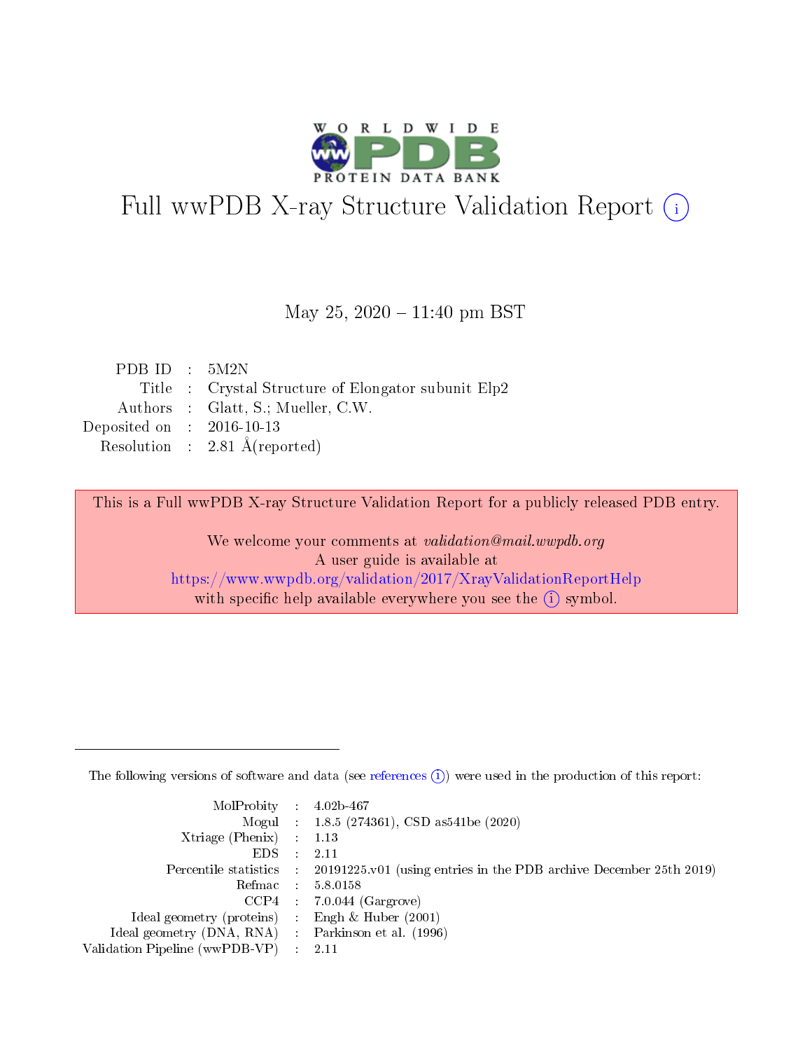# Full wwPDB X-ray Structure Validation Report (i)

May 25, 2020 – 11:40 pm BST

| | | |
|---|---|---|
| PDB ID | : | 5M2N |
| Title | : | Crystal Structure of Elongator subunit Elp2 |
| Authors | : | Glatt, S.; Mueller, C.W. |
| Deposited on | : | 2016-10-13 |
| Resolution | : | 2.81 Å(reported) |

This is a Full wwPDB X-ray Structure Validation Report for a publicly released PDB entry.

We welcome your comments at *validation@mail.wwpdb.org*
A user guide is available at
https://www.wwpdb.org/validation/2017/XrayValidationReportHelp
with specific help available everywhere you see the (i) symbol.

---

The following versions of software and data (see references (i)) were used in the production of this report:

| | | |
|---|---|---|
| MolProbity | : | 4.02b-467 |
| Mogul | : | 1.8.5 (274361), CSD as541be (2020) |
| Xtriage (Phenix) | : | 1.13 |
| EDS | : | 2.11 |
| Percentile statistics | : | 20191225.v01 (using entries in the PDB archive December 25th 2019) |
| Refmac | : | 5.8.0158 |
| CCP4 | : | 7.0.044 (Gargrove) |
| Ideal geometry (proteins) | : | Engh & Huber (2001) |
| Ideal geometry (DNA, RNA) | : | Parkinson et al. (1996) |
| Validation Pipeline (wwPDB-VP) | : | 2.11 |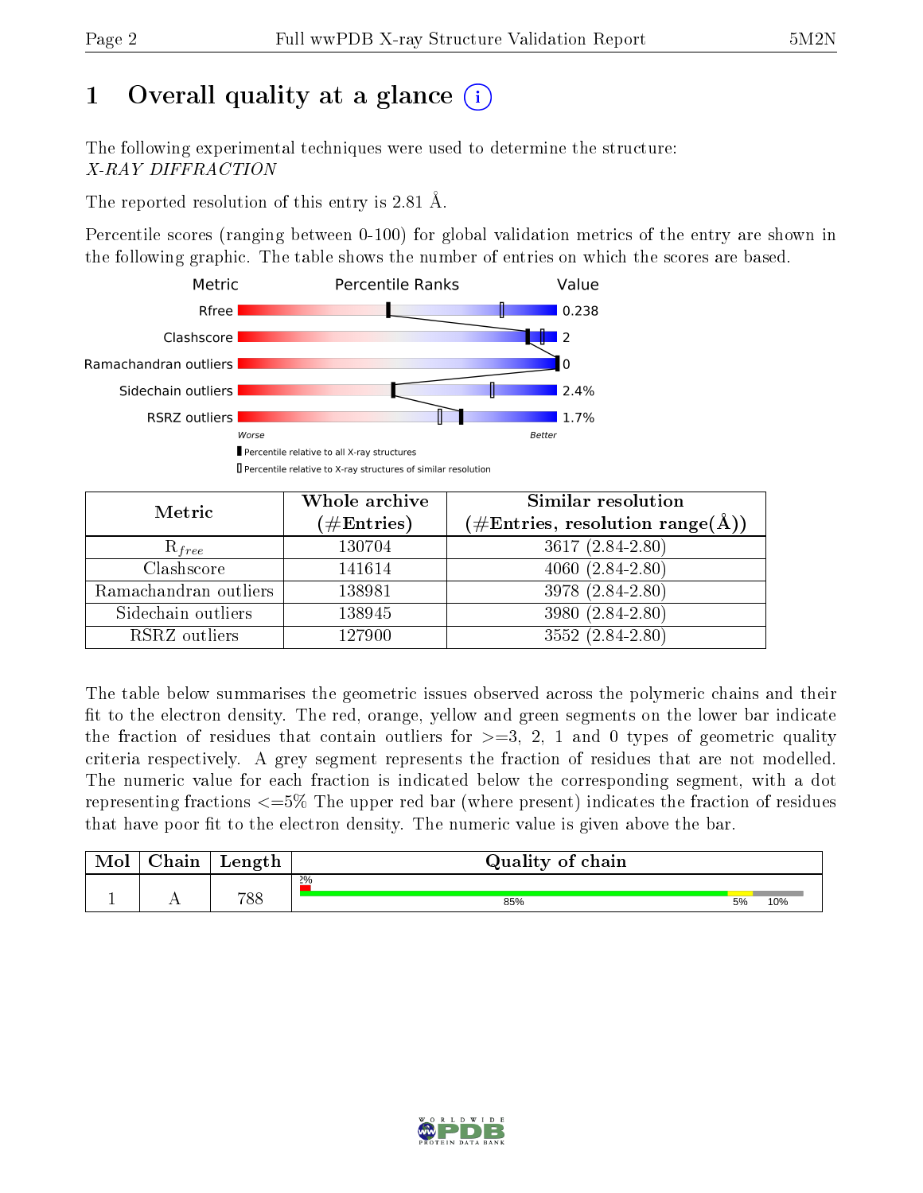# 1 Overall quality at a glance (i)

The following experimental techniques were used to determine the structure:
*X-RAY DIFFRACTION*

The reported resolution of this entry is 2.81 Å.

Percentile scores (ranging between 0-100) for global validation metrics of the entry are shown in the following graphic. The table shows the number of entries on which the scores are based.

| Metric | Value |
|---|---|
| Rfree | 0.238 |
| Clashscore | 2 |
| Ramachandran outliers | 0 |
| Sidechain outliers | 2.4% |
| RSRZ outliers | 1.7% |

Worse — Better

▮ Percentile relative to all X-ray structures
▯ Percentile relative to X-ray structures of similar resolution

| Metric | Whole archive (#Entries) | Similar resolution (#Entries, resolution range(Å)) |
|---|---|---|
| $R_{free}$ | 130704 | 3617 (2.84-2.80) |
| Clashscore | 141614 | 4060 (2.84-2.80) |
| Ramachandran outliers | 138981 | 3978 (2.84-2.80) |
| Sidechain outliers | 138945 | 3980 (2.84-2.80) |
| RSRZ outliers | 127900 | 3552 (2.84-2.80) |

The table below summarises the geometric issues observed across the polymeric chains and their fit to the electron density. The red, orange, yellow and green segments on the lower bar indicate the fraction of residues that contain outliers for >=3, 2, 1 and 0 types of geometric quality criteria respectively. A grey segment represents the fraction of residues that are not modelled. The numeric value for each fraction is indicated below the corresponding segment, with a dot representing fractions <=5% The upper red bar (where present) indicates the fraction of residues that have poor fit to the electron density. The numeric value is given above the bar.

| Mol | Chain | Length | Quality of chain |
|---|---|---|---|
| 1 | A | 788 | 2% (poor fit); 85%, 5%, 10% |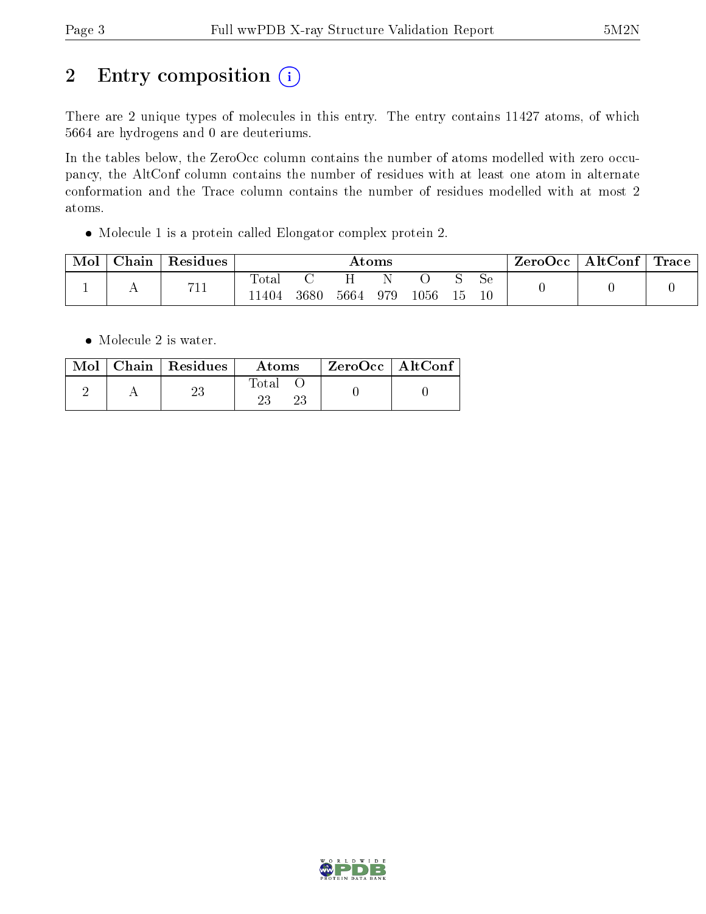# 2 Entry composition

There are 2 unique types of molecules in this entry. The entry contains 11427 atoms, of which 5664 are hydrogens and 0 are deuteriums.

In the tables below, the ZeroOcc column contains the number of atoms modelled with zero occupancy, the AltConf column contains the number of residues with at least one atom in alternate conformation and the Trace column contains the number of residues modelled with at most 2 atoms.

- Molecule 1 is a protein called Elongator complex protein 2.

| Mol | Chain | Residues | Atoms | | | | | | | ZeroOcc | AltConf | Trace |
|---|---|---|---|---|---|---|---|---|---|---|---|---|
| | | | Total | C | H | N | O | S | Se | | | |
| 1 | A | 711 | 11404 | 3680 | 5664 | 979 | 1056 | 15 | 10 | 0 | 0 | 0 |

- Molecule 2 is water.

| Mol | Chain | Residues | Atoms | | ZeroOcc | AltConf |
|---|---|---|---|---|---|---|
| | | | Total | O | | |
| 2 | A | 23 | 23 | 23 | 0 | 0 |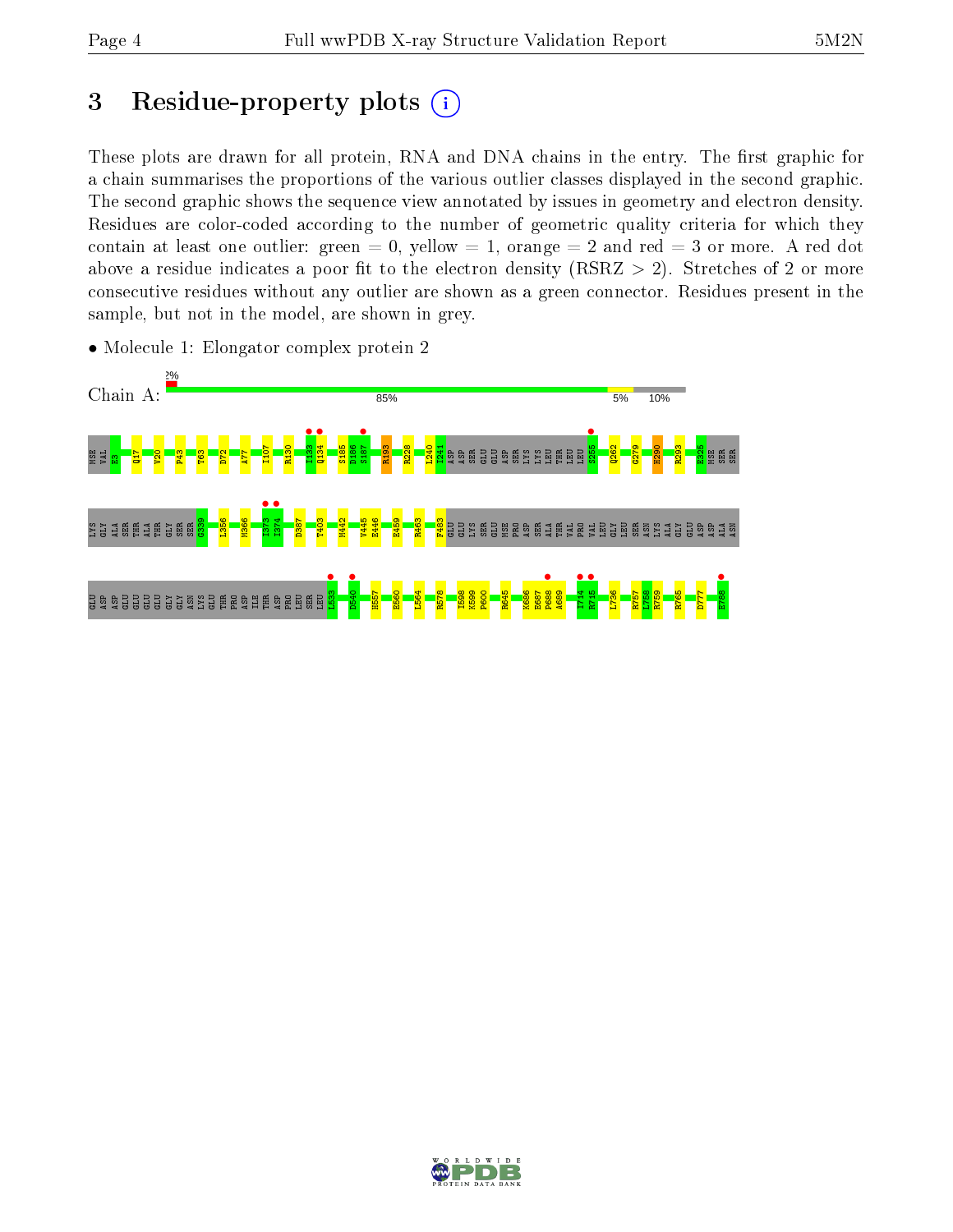# 3 Residue-property plots

These plots are drawn for all protein, RNA and DNA chains in the entry. The first graphic for a chain summarises the proportions of the various outlier classes displayed in the second graphic. The second graphic shows the sequence view annotated by issues in geometry and electron density. Residues are color-coded according to the number of geometric quality criteria for which they contain at least one outlier: green = 0, yellow = 1, orange = 2 and red = 3 or more. A red dot above a residue indicates a poor fit to the electron density (RSRZ > 2). Stretches of 2 or more consecutive residues without any outlier are shown as a green connector. Residues present in the sample, but not in the model, are shown in grey.

- Molecule 1: Elongator complex protein 2

Chain A: 2% | 85% | 5% | 10%

MSE VAL E3 Q17 V20 P43 T63 D72 A77 I107 R130 I133 Q134 S185 D186 S187 R193 R228 L240 I241 ASP ASP SER GLU ASP SER LYS LYS LEU THR LEU LEU S255 Q262 G279 H290 R293 E325 MSE SER SER

LYS GLY ALA SER THR ALA THR GLY SER SER G339 L356 M366 I373 I374 D387 T403 M442 V445 E446 E459 R463 F483 GLU GLU LYS SER GLU MSE PRO ASP SER ALA THR VAL PRO VAL LEU GLY LEU SER ASN LYS ALA GLY GLU ASP ASP ALA ASN

GLU ASP ASP GLU GLU GLU GLY GLY ASN LYS GLU THR PRO ASP ILE THR ASP PRO LEU SER LEU L533 D540 H557 E560 L564 R578 I598 K599 P600 R645 K686 E687 F688 A689 I714 R715 L736 R757 L758 R759 R765 D777 E788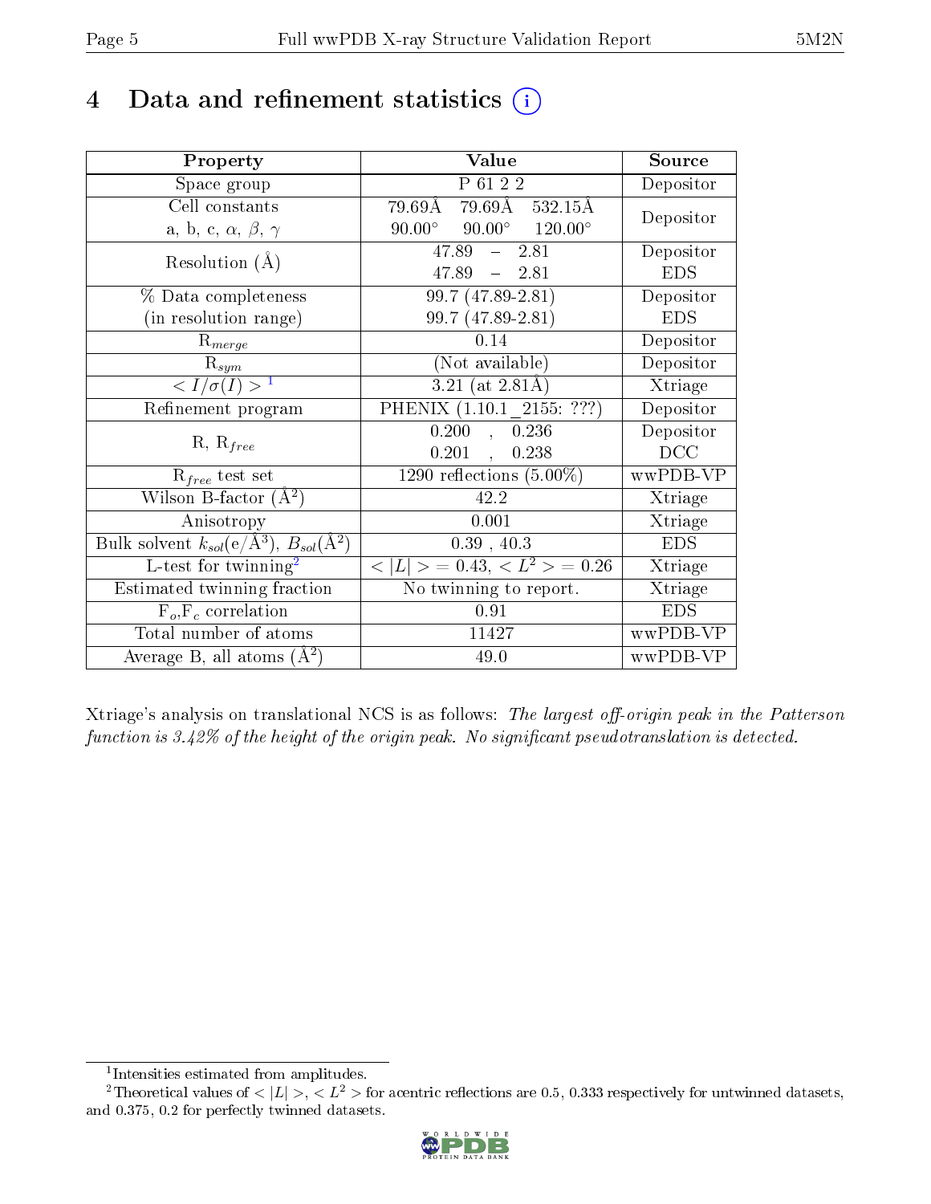# 4 Data and refinement statistics

| Property | Value | Source |
|---|---|---|
| Space group | P 61 2 2 | Depositor |
| Cell constants<br>a, b, c, $\alpha$, $\beta$, $\gamma$ | 79.69Å 79.69Å 532.15Å<br>90.00° 90.00° 120.00° | Depositor |
| Resolution (Å) | 47.89 – 2.81<br>47.89 – 2.81 | Depositor<br>EDS |
| % Data completeness<br>(in resolution range) | 99.7 (47.89-2.81)<br>99.7 (47.89-2.81) | Depositor<br>EDS |
| $R_{merge}$ | 0.14 | Depositor |
| $R_{sym}$ | (Not available) | Depositor |
| $< I/\sigma(I) >$ [1] | 3.21 (at 2.81Å) | Xtriage |
| Refinement program | PHENIX (1.10.1_2155: ???) | Depositor |
| R, $R_{free}$ | 0.200 , 0.236<br>0.201 , 0.238 | Depositor<br>DCC |
| $R_{free}$ test set | 1290 reflections (5.00%) | wwPDB-VP |
| Wilson B-factor (Å$^2$) | 42.2 | Xtriage |
| Anisotropy | 0.001 | Xtriage |
| Bulk solvent $k_{sol}$(e/Å$^3$), $B_{sol}$(Å$^2$) | 0.39 , 40.3 | EDS |
| L-test for twinning[2] | $< \|L\| >$ = 0.43, $< L^2 >$ = 0.26 | Xtriage |
| Estimated twinning fraction | No twinning to report. | Xtriage |
| $F_o$,$F_c$ correlation | 0.91 | EDS |
| Total number of atoms | 11427 | wwPDB-VP |
| Average B, all atoms (Å$^2$) | 49.0 | wwPDB-VP |

Xtriage's analysis on translational NCS is as follows: *The largest off-origin peak in the Patterson function is 3.42% of the height of the origin peak. No significant pseudotranslation is detected.*

[1] Intensities estimated from amplitudes.

[2] Theoretical values of $< |L| >$, $< L^2 >$ for acentric reflections are 0.5, 0.333 respectively for untwinned datasets, and 0.375, 0.2 for perfectly twinned datasets.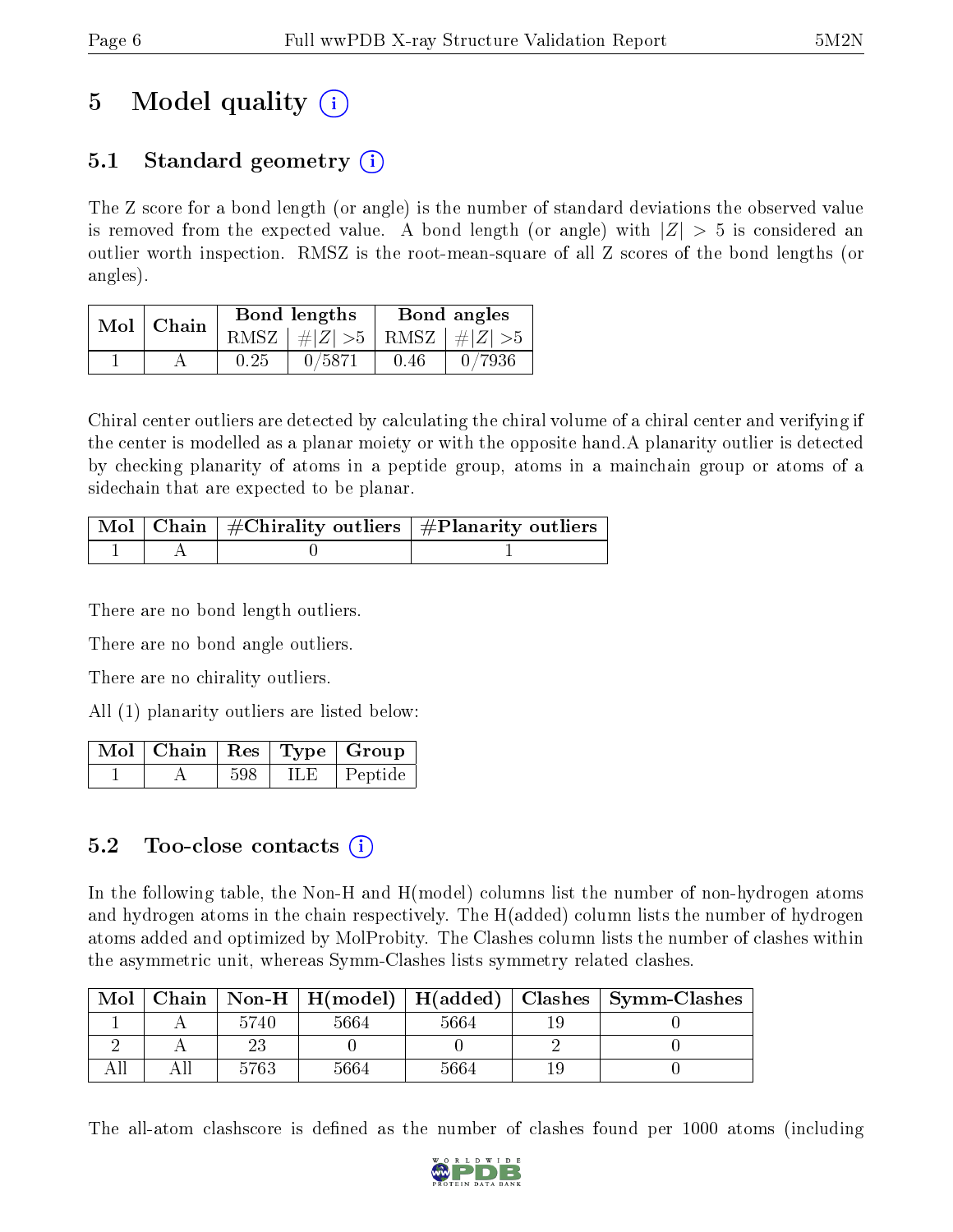# 5 Model quality (i)

## 5.1 Standard geometry (i)

The Z score for a bond length (or angle) is the number of standard deviations the observed value is removed from the expected value. A bond length (or angle) with $|Z| > 5$ is considered an outlier worth inspection. RMSZ is the root-mean-square of all Z scores of the bond lengths (or angles).

| Mol | Chain | Bond lengths | | Bond angles | |
|---|---|---|---|---|---|
| | | RMSZ | #\|Z\| >5 | RMSZ | #\|Z\| >5 |
| 1 | A | 0.25 | 0/5871 | 0.46 | 0/7936 |

Chiral center outliers are detected by calculating the chiral volume of a chiral center and verifying if the center is modelled as a planar moiety or with the opposite hand.A planarity outlier is detected by checking planarity of atoms in a peptide group, atoms in a mainchain group or atoms of a sidechain that are expected to be planar.

| Mol | Chain | #Chirality outliers | #Planarity outliers |
|---|---|---|---|
| 1 | A | 0 | 1 |

There are no bond length outliers.

There are no bond angle outliers.

There are no chirality outliers.

All (1) planarity outliers are listed below:

| Mol | Chain | Res | Type | Group |
|---|---|---|---|---|
| 1 | A | 598 | ILE | Peptide |

## 5.2 Too-close contacts (i)

In the following table, the Non-H and H(model) columns list the number of non-hydrogen atoms and hydrogen atoms in the chain respectively. The H(added) column lists the number of hydrogen atoms added and optimized by MolProbity. The Clashes column lists the number of clashes within the asymmetric unit, whereas Symm-Clashes lists symmetry related clashes.

| Mol | Chain | Non-H | H(model) | H(added) | Clashes | Symm-Clashes |
|---|---|---|---|---|---|---|
| 1 | A | 5740 | 5664 | 5664 | 19 | 0 |
| 2 | A | 23 | 0 | 0 | 2 | 0 |
| All | All | 5763 | 5664 | 5664 | 19 | 0 |

The all-atom clashscore is defined as the number of clashes found per 1000 atoms (including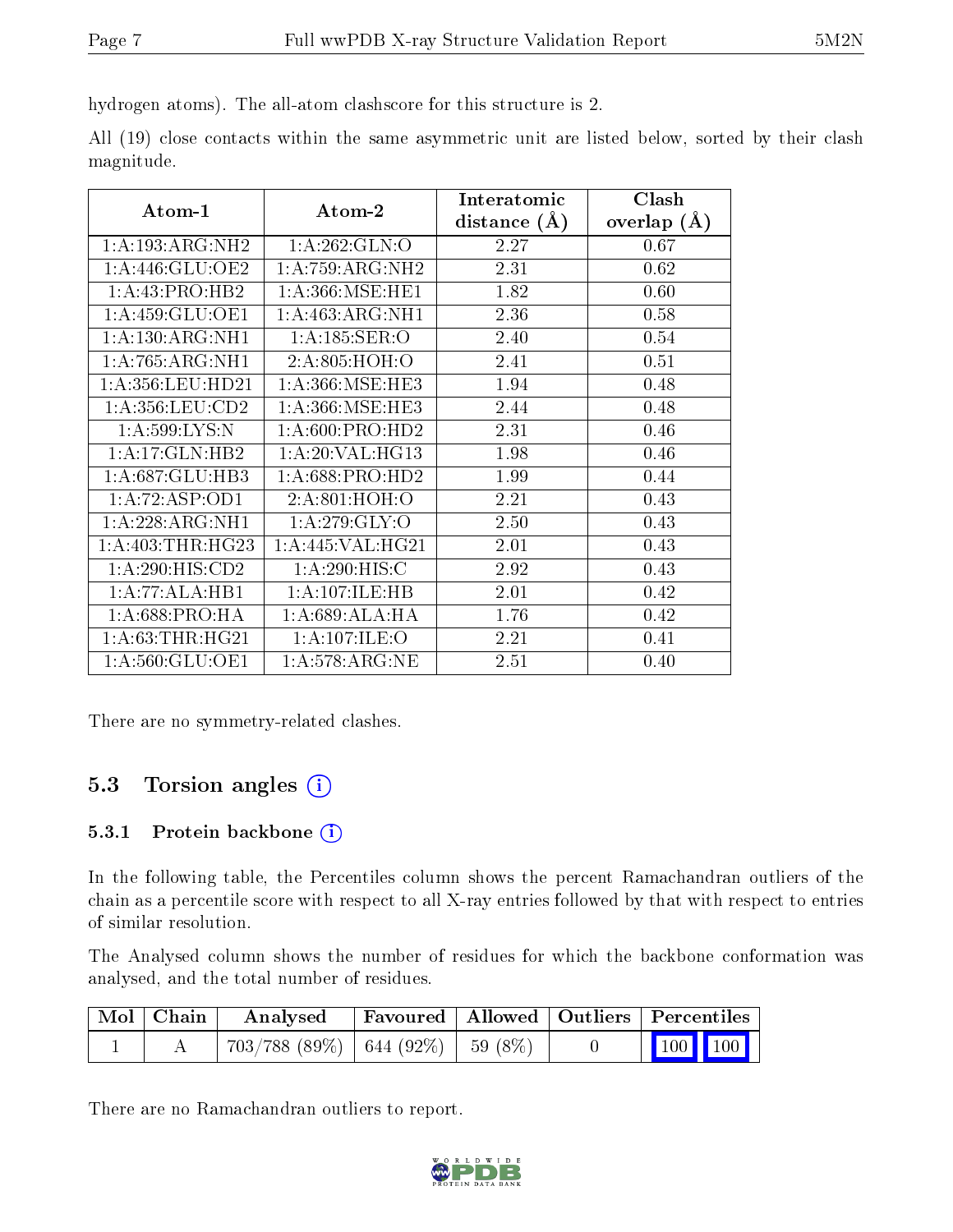hydrogen atoms). The all-atom clashscore for this structure is 2.

All (19) close contacts within the same asymmetric unit are listed below, sorted by their clash magnitude.

| Atom-1 | Atom-2 | Interatomic distance (Å) | Clash overlap (Å) |
|---|---|---|---|
| 1:A:193:ARG:NH2 | 1:A:262:GLN:O | 2.27 | 0.67 |
| 1:A:446:GLU:OE2 | 1:A:759:ARG:NH2 | 2.31 | 0.62 |
| 1:A:43:PRO:HB2 | 1:A:366:MSE:HE1 | 1.82 | 0.60 |
| 1:A:459:GLU:OE1 | 1:A:463:ARG:NH1 | 2.36 | 0.58 |
| 1:A:130:ARG:NH1 | 1:A:185:SER:O | 2.40 | 0.54 |
| 1:A:765:ARG:NH1 | 2:A:805:HOH:O | 2.41 | 0.51 |
| 1:A:356:LEU:HD21 | 1:A:366:MSE:HE3 | 1.94 | 0.48 |
| 1:A:356:LEU:CD2 | 1:A:366:MSE:HE3 | 2.44 | 0.48 |
| 1:A:599:LYS:N | 1:A:600:PRO:HD2 | 2.31 | 0.46 |
| 1:A:17:GLN:HB2 | 1:A:20:VAL:HG13 | 1.98 | 0.46 |
| 1:A:687:GLU:HB3 | 1:A:688:PRO:HD2 | 1.99 | 0.44 |
| 1:A:72:ASP:OD1 | 2:A:801:HOH:O | 2.21 | 0.43 |
| 1:A:228:ARG:NH1 | 1:A:279:GLY:O | 2.50 | 0.43 |
| 1:A:403:THR:HG23 | 1:A:445:VAL:HG21 | 2.01 | 0.43 |
| 1:A:290:HIS:CD2 | 1:A:290:HIS:C | 2.92 | 0.43 |
| 1:A:77:ALA:HB1 | 1:A:107:ILE:HB | 2.01 | 0.42 |
| 1:A:688:PRO:HA | 1:A:689:ALA:HA | 1.76 | 0.42 |
| 1:A:63:THR:HG21 | 1:A:107:ILE:O | 2.21 | 0.41 |
| 1:A:560:GLU:OE1 | 1:A:578:ARG:NE | 2.51 | 0.40 |

There are no symmetry-related clashes.

### 5.3 Torsion angles

#### 5.3.1 Protein backbone

In the following table, the Percentiles column shows the percent Ramachandran outliers of the chain as a percentile score with respect to all X-ray entries followed by that with respect to entries of similar resolution.

The Analysed column shows the number of residues for which the backbone conformation was analysed, and the total number of residues.

| Mol | Chain | Analysed | Favoured | Allowed | Outliers | Percentiles |
|---|---|---|---|---|---|---|
| 1 | A | 703/788 (89%) | 644 (92%) | 59 (8%) | 0 | 100 100 |

There are no Ramachandran outliers to report.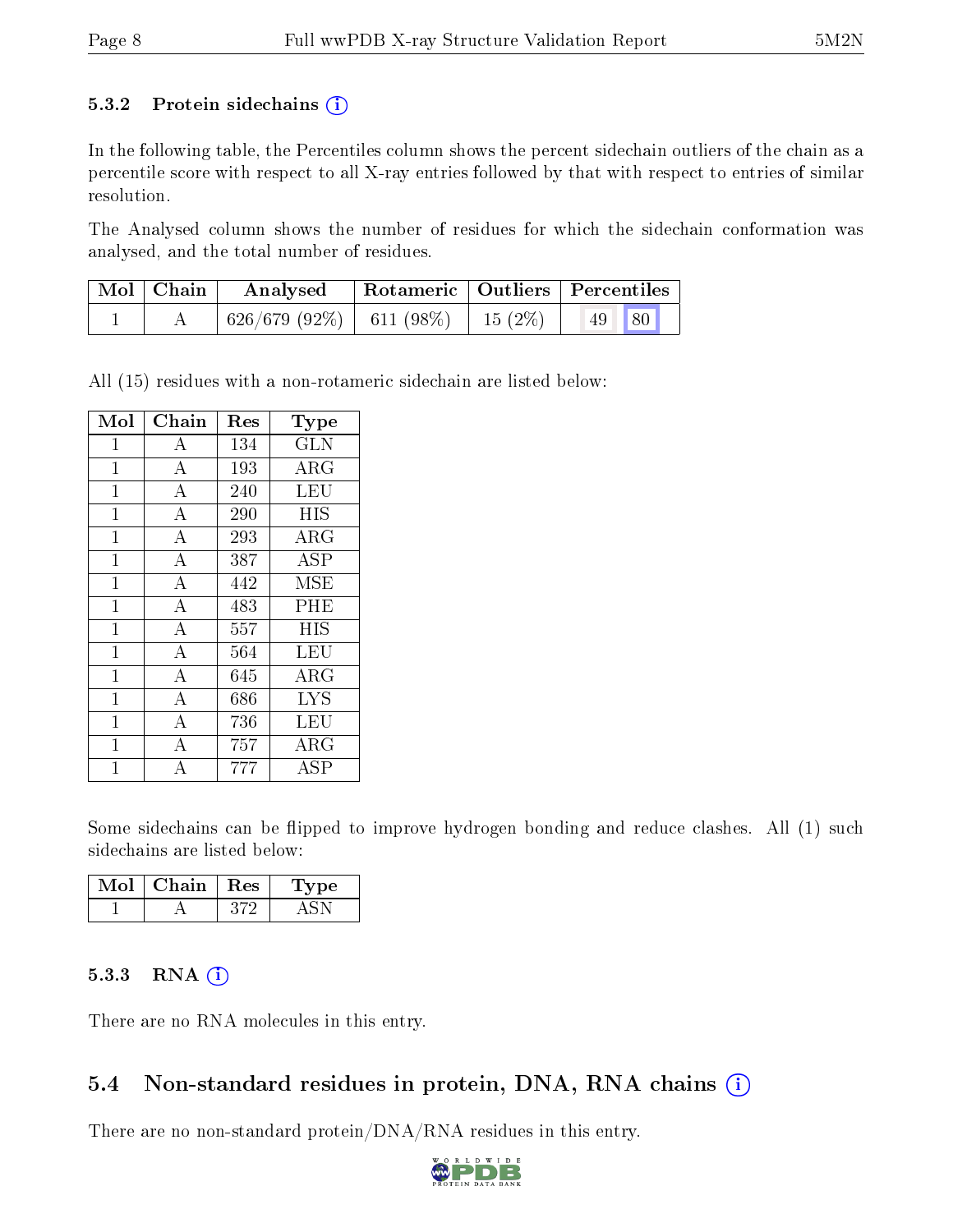### 5.3.2 Protein sidechains

In the following table, the Percentiles column shows the percent sidechain outliers of the chain as a percentile score with respect to all X-ray entries followed by that with respect to entries of similar resolution.

The Analysed column shows the number of residues for which the sidechain conformation was analysed, and the total number of residues.

| Mol | Chain | Analysed | Rotameric | Outliers | Percentiles | |
|---|---|---|---|---|---|---|
| 1 | A | 626/679 (92%) | 611 (98%) | 15 (2%) | 49 | 80 |

All (15) residues with a non-rotameric sidechain are listed below:

| Mol | Chain | Res | Type |
|---|---|---|---|
| 1 | A | 134 | GLN |
| 1 | A | 193 | ARG |
| 1 | A | 240 | LEU |
| 1 | A | 290 | HIS |
| 1 | A | 293 | ARG |
| 1 | A | 387 | ASP |
| 1 | A | 442 | MSE |
| 1 | A | 483 | PHE |
| 1 | A | 557 | HIS |
| 1 | A | 564 | LEU |
| 1 | A | 645 | ARG |
| 1 | A | 686 | LYS |
| 1 | A | 736 | LEU |
| 1 | A | 757 | ARG |
| 1 | A | 777 | ASP |

Some sidechains can be flipped to improve hydrogen bonding and reduce clashes. All (1) such sidechains are listed below:

| Mol | Chain | Res | Type |
|---|---|---|---|
| 1 | A | 372 | ASN |

### 5.3.3 RNA

There are no RNA molecules in this entry.

## 5.4 Non-standard residues in protein, DNA, RNA chains

There are no non-standard protein/DNA/RNA residues in this entry.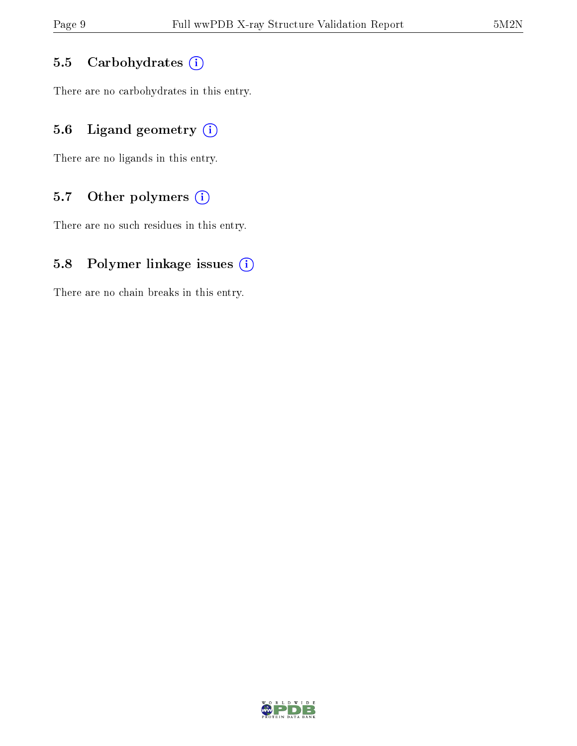### 5.5 Carbohydrates

There are no carbohydrates in this entry.

### 5.6 Ligand geometry

There are no ligands in this entry.

### 5.7 Other polymers

There are no such residues in this entry.

### 5.8 Polymer linkage issues

There are no chain breaks in this entry.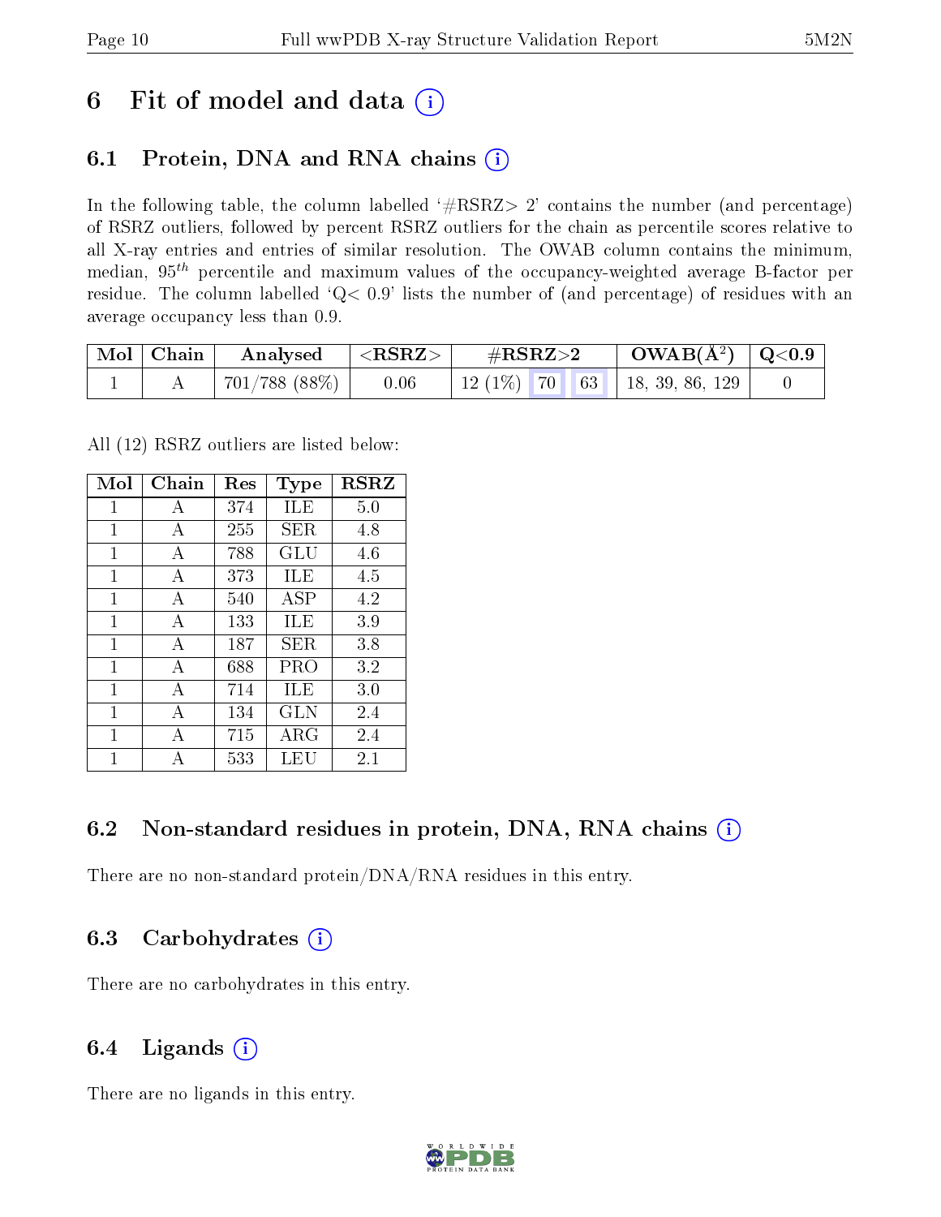# 6 Fit of model and data

## 6.1 Protein, DNA and RNA chains

In the following table, the column labelled '#RSRZ> 2' contains the number (and percentage) of RSRZ outliers, followed by percent RSRZ outliers for the chain as percentile scores relative to all X-ray entries and entries of similar resolution. The OWAB column contains the minimum, median, $95^{th}$ percentile and maximum values of the occupancy-weighted average B-factor per residue. The column labelled 'Q< 0.9' lists the number of (and percentage) of residues with an average occupancy less than 0.9.

| Mol | Chain | Analysed | <RSRZ> | #RSRZ>2 | | | OWAB(Å$^2$) | Q<0.9 |
|---|---|---|---|---|---|---|---|---|
| 1 | A | 701/788 (88%) | 0.06 | 12 (1%) | 70 | 63 | 18, 39, 86, 129 | 0 |

All (12) RSRZ outliers are listed below:

| Mol | Chain | Res | Type | RSRZ |
|---|---|---|---|---|
| 1 | A | 374 | ILE | 5.0 |
| 1 | A | 255 | SER | 4.8 |
| 1 | A | 788 | GLU | 4.6 |
| 1 | A | 373 | ILE | 4.5 |
| 1 | A | 540 | ASP | 4.2 |
| 1 | A | 133 | ILE | 3.9 |
| 1 | A | 187 | SER | 3.8 |
| 1 | A | 688 | PRO | 3.2 |
| 1 | A | 714 | ILE | 3.0 |
| 1 | A | 134 | GLN | 2.4 |
| 1 | A | 715 | ARG | 2.4 |
| 1 | A | 533 | LEU | 2.1 |

## 6.2 Non-standard residues in protein, DNA, RNA chains

There are no non-standard protein/DNA/RNA residues in this entry.

## 6.3 Carbohydrates

There are no carbohydrates in this entry.

## 6.4 Ligands

There are no ligands in this entry.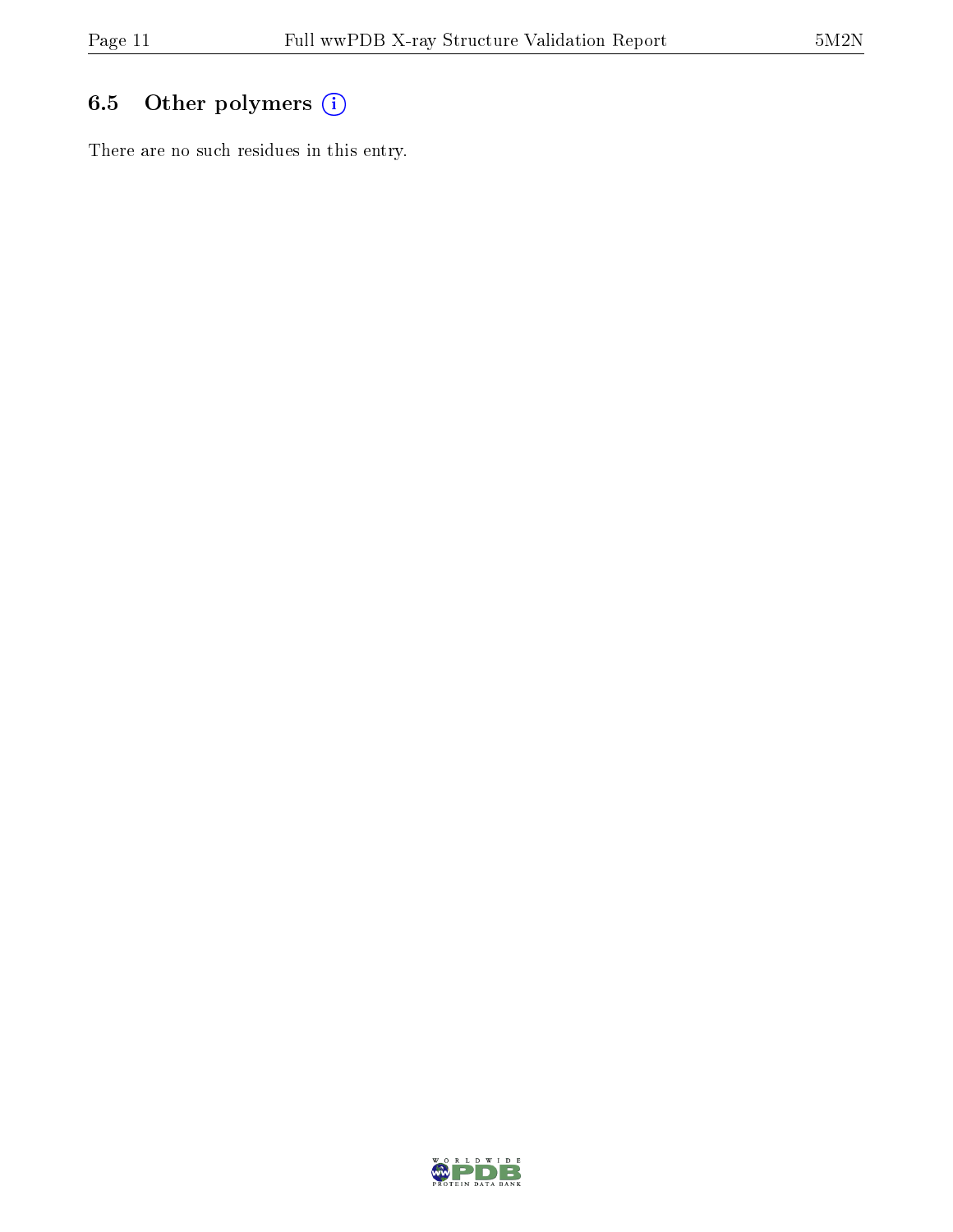### 6.5 Other polymers

There are no such residues in this entry.